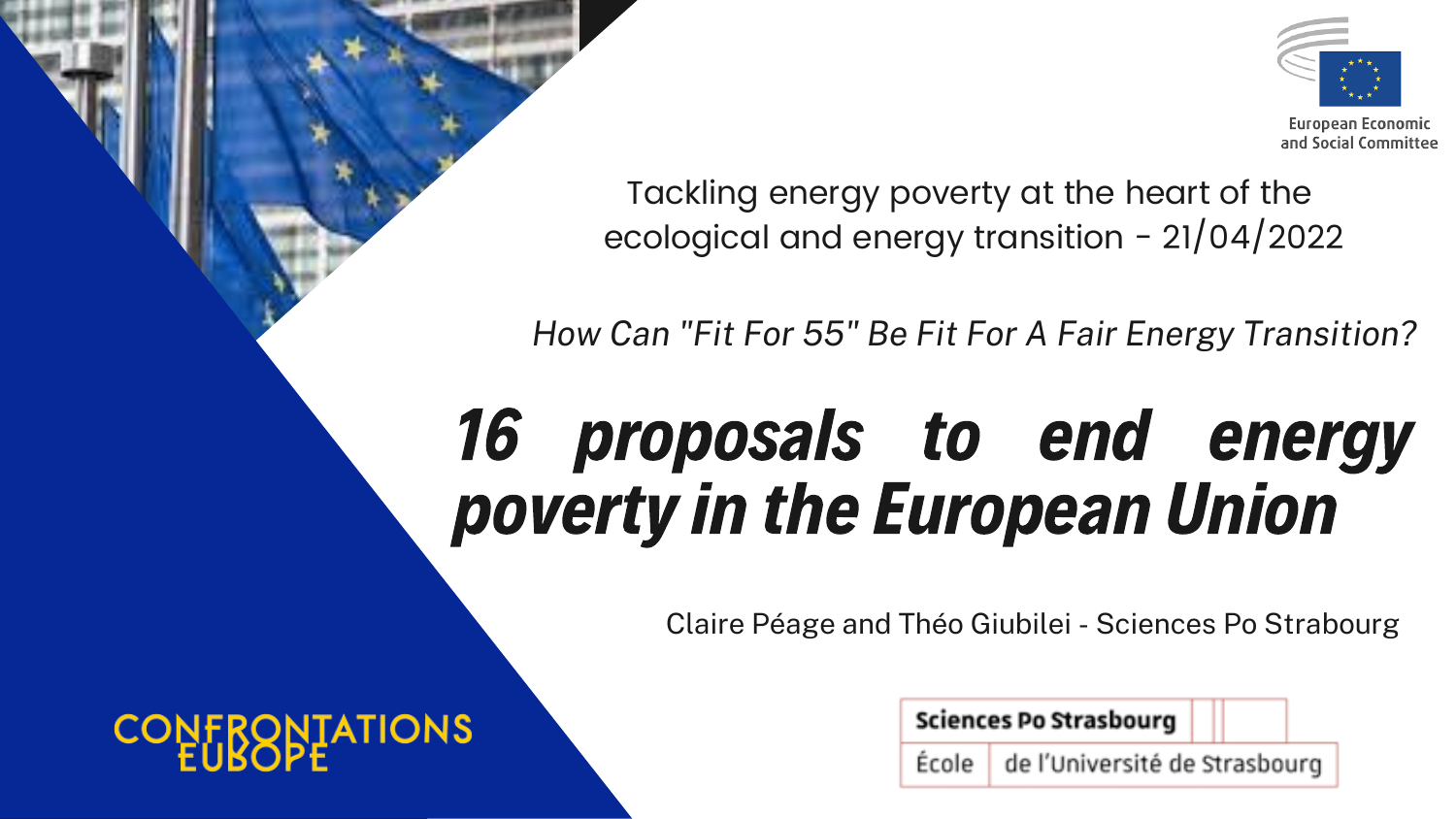European Economic and Social Committee

Tackling energy poverty at the heart of the ecological and energy transition - 21/04/2022

*How Can "Fit For 55" Be Fit For A Fair Energy Transition?*

# *16 proposals to end energy poverty in the European Union*

Claire Péage and Théo Giubilei - Sciences Po Strabourg

CONFRONTATIONS EUROPE

Sciences Po Strasbourg
École de l'Université de Strasbourg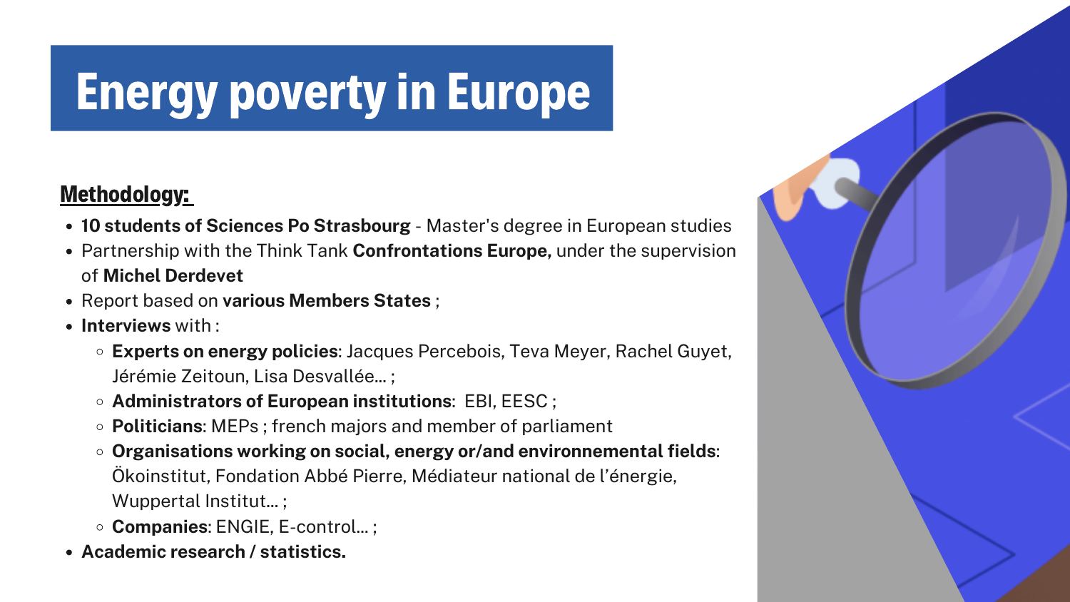# Energy poverty in Europe

**Methodology:**

- **10 students of Sciences Po Strasbourg** - Master's degree in European studies
- Partnership with the Think Tank **Confrontations Europe,** under the supervision of **Michel Derdevet**
- Report based on **various Members States** ;
- **Interviews** with :
  - **Experts on energy policies**: Jacques Percebois, Teva Meyer, Rachel Guyet, Jérémie Zeitoun, Lisa Desvallée... ;
  - **Administrators of European institutions**: EBI, EESC ;
  - **Politicians**: MEPs ; french majors and member of parliament
  - **Organisations working on social, energy or/and environnemental fields**: Ökoinstitut, Fondation Abbé Pierre, Médiateur national de l'énergie, Wuppertal Institut... ;
  - **Companies**: ENGIE, E-control... ;
- **Academic research / statistics.**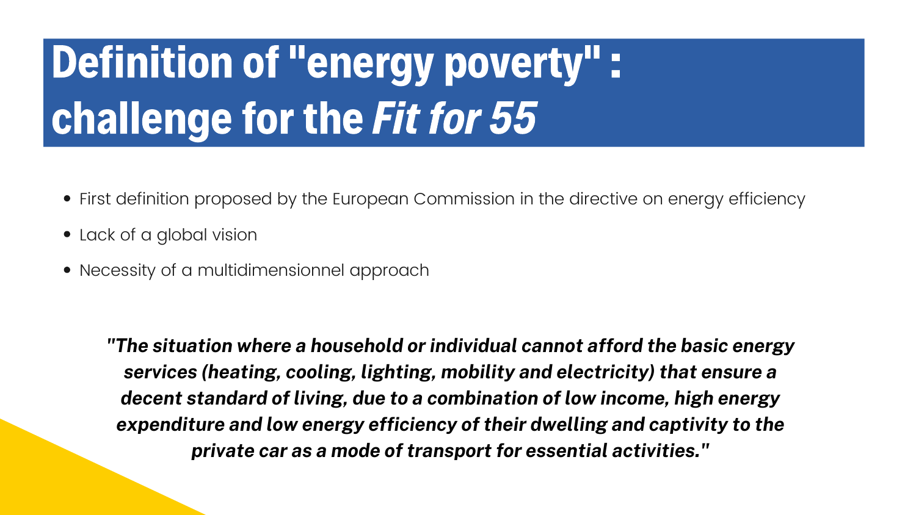# Definition of "energy poverty" : challenge for the *Fit for 55*

- First definition proposed by the European Commission in the directive on energy efficiency
- Lack of a global vision
- Necessity of a multidimensionnel approach

***"The situation where a household or individual cannot afford the basic energy services (heating, cooling, lighting, mobility and electricity) that ensure a decent standard of living, due to a combination of low income, high energy expenditure and low energy efficiency of their dwelling and captivity to the private car as a mode of transport for essential activities."***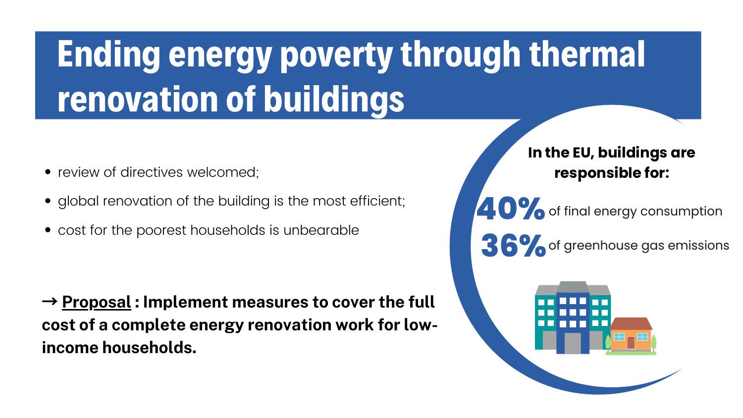# Ending energy poverty through thermal renovation of buildings

- review of directives welcomed;
- global renovation of the building is the most efficient;
- cost for the poorest households is unbearable

→ **<u>Proposal</u> : Implement measures to cover the full cost of a complete energy renovation work for low-income households.**

**In the EU, buildings are responsible for:**

**40%** of final energy consumption

**36%** of greenhouse gas emissions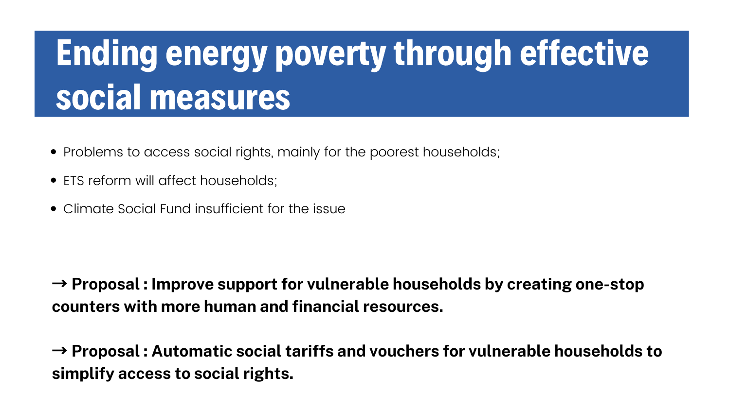# Ending energy poverty through effective social measures

- Problems to access social rights, mainly for the poorest households;
- ETS reform will affect households;
- Climate Social Fund insufficient for the issue

**→ Proposal : Improve support for vulnerable households by creating one-stop counters with more human and financial resources.**

**→ Proposal : Automatic social tariffs and vouchers for vulnerable households to simplify access to social rights.**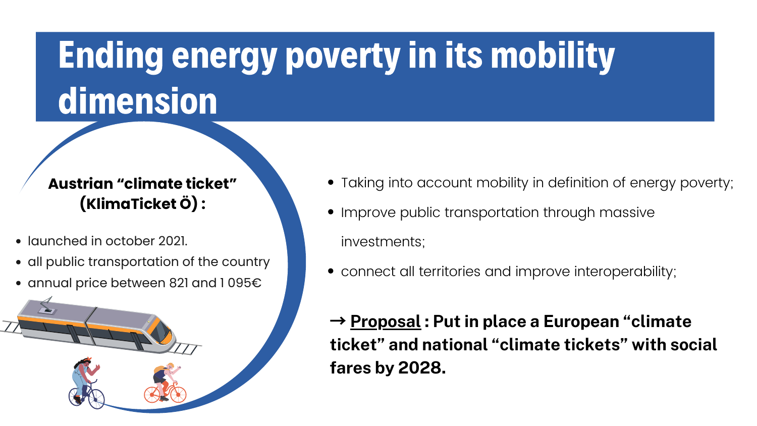# Ending energy poverty in its mobility dimension

**Austrian "climate ticket" (KlimaTicket Ö) :**

- launched in october 2021.
- all public transportation of the country
- annual price between 821 and 1 095€

- Taking into account mobility in definition of energy poverty;
- Improve public transportation through massive investments;
- connect all territories and improve interoperability;

**→ Proposal : Put in place a European "climate ticket" and national "climate tickets" with social fares by 2028.**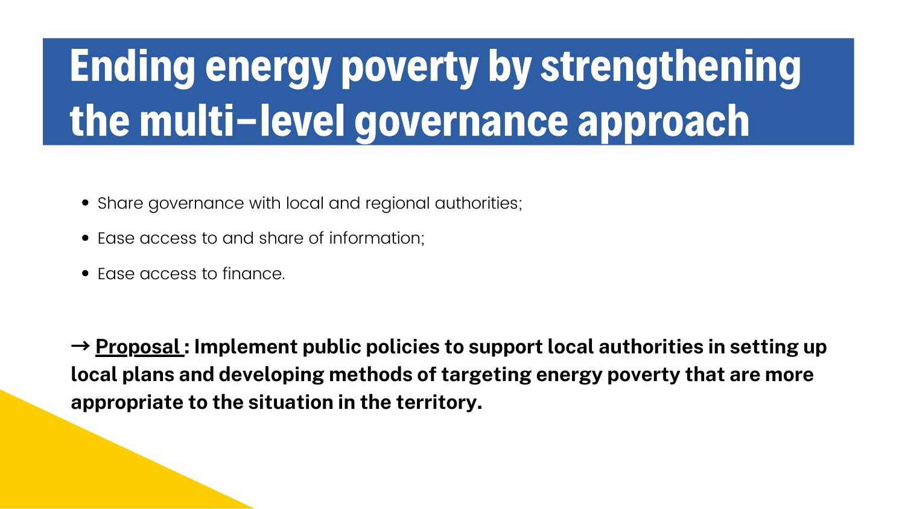# Ending energy poverty by strengthening the multi-level governance approach

- Share governance with local and regional authorities;
- Ease access to and share of information;
- Ease access to finance.

**→ <u>Proposal</u> : Implement public policies to support local authorities in setting up local plans and developing methods of targeting energy poverty that are more appropriate to the situation in the territory.**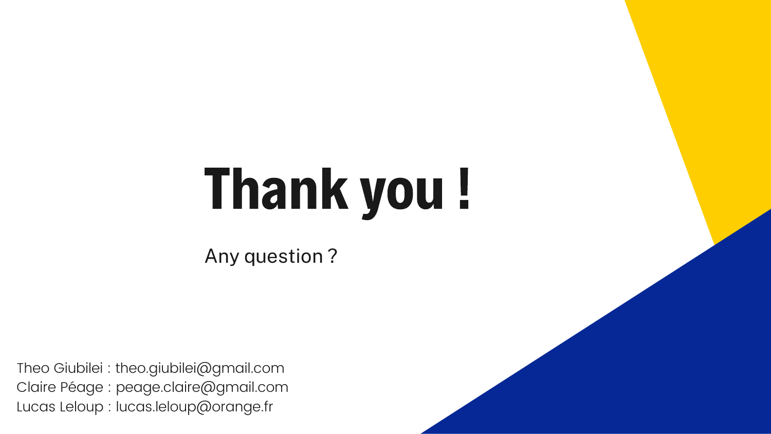# Thank you !

Any question ?

Theo Giubilei : theo.giubilei@gmail.com
Claire Péage : peage.claire@gmail.com
Lucas Leloup : lucas.leloup@orange.fr